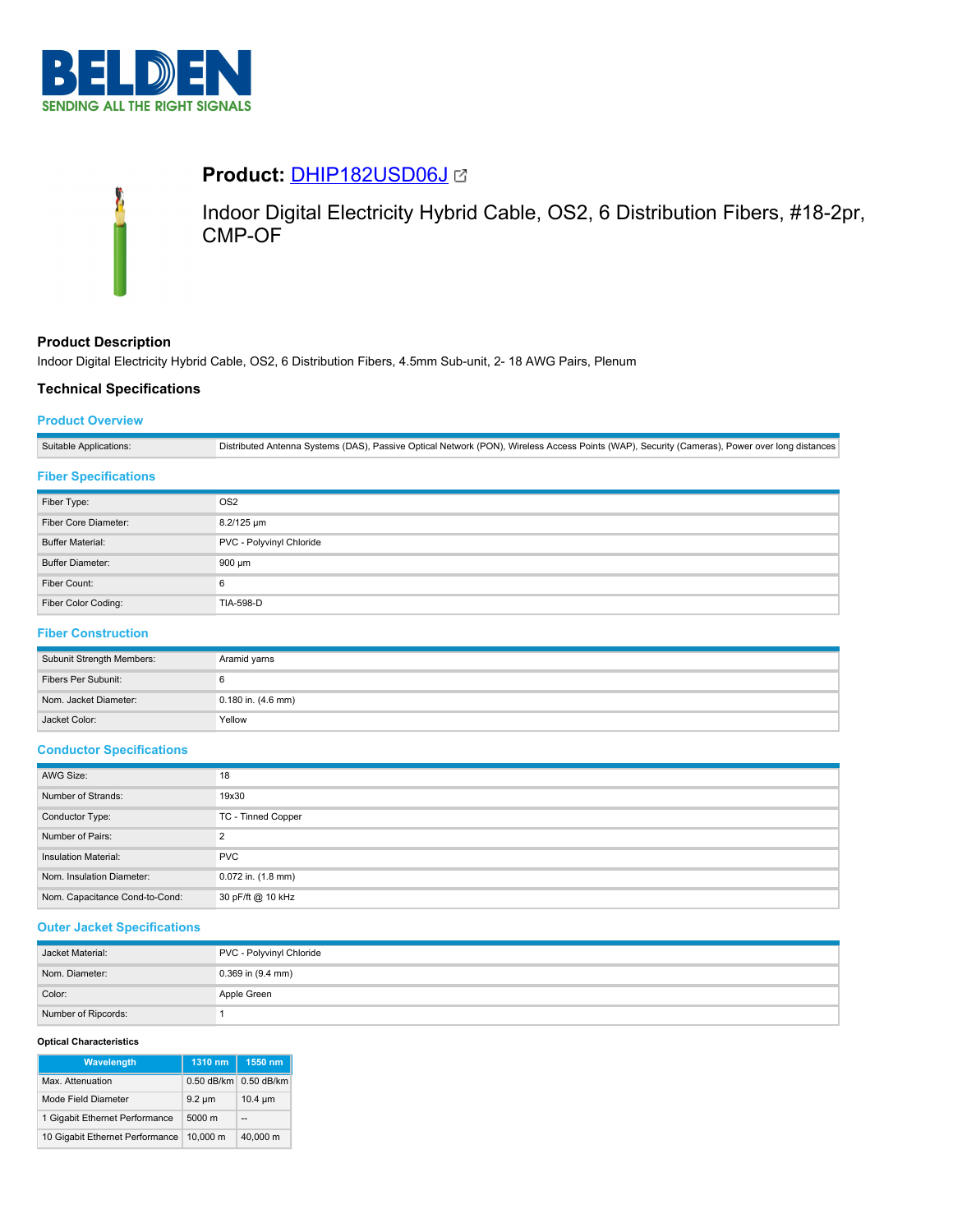# BELDEN
SENDING ALL THE RIGHT SIGNALS

## Product: DHIP182USD06J

Indoor Digital Electricity Hybrid Cable, OS2, 6 Distribution Fibers, #18-2pr, CMP-OF

### Product Description

Indoor Digital Electricity Hybrid Cable, OS2, 6 Distribution Fibers, 4.5mm Sub-unit, 2- 18 AWG Pairs, Plenum

### Technical Specifications

#### Product Overview

| | |
|---|---|
| Suitable Applications: | Distributed Antenna Systems (DAS), Passive Optical Network (PON), Wireless Access Points (WAP), Security (Cameras), Power over long distances |

#### Fiber Specifications

| | |
|---|---|
| Fiber Type: | OS2 |
| Fiber Core Diameter: | 8.2/125 µm |
| Buffer Material: | PVC - Polyvinyl Chloride |
| Buffer Diameter: | 900 µm |
| Fiber Count: | 6 |
| Fiber Color Coding: | TIA-598-D |

#### Fiber Construction

| | |
|---|---|
| Subunit Strength Members: | Aramid yarns |
| Fibers Per Subunit: | 6 |
| Nom. Jacket Diameter: | 0.180 in. (4.6 mm) |
| Jacket Color: | Yellow |

#### Conductor Specifications

| | |
|---|---|
| AWG Size: | 18 |
| Number of Strands: | 19x30 |
| Conductor Type: | TC - Tinned Copper |
| Number of Pairs: | 2 |
| Insulation Material: | PVC |
| Nom. Insulation Diameter: | 0.072 in. (1.8 mm) |
| Nom. Capacitance Cond-to-Cond: | 30 pF/ft @ 10 kHz |

#### Outer Jacket Specifications

| | |
|---|---|
| Jacket Material: | PVC - Polyvinyl Chloride |
| Nom. Diameter: | 0.369 in (9.4 mm) |
| Color: | Apple Green |
| Number of Ripcords: | 1 |

**Optical Characteristics**

| Wavelength | 1310 nm | 1550 nm |
|---|---|---|
| Max. Attenuation | 0.50 dB/km | 0.50 dB/km |
| Mode Field Diameter | 9.2 µm | 10.4 µm |
| 1 Gigabit Ethernet Performance | 5000 m | -- |
| 10 Gigabit Ethernet Performance | 10,000 m | 40,000 m |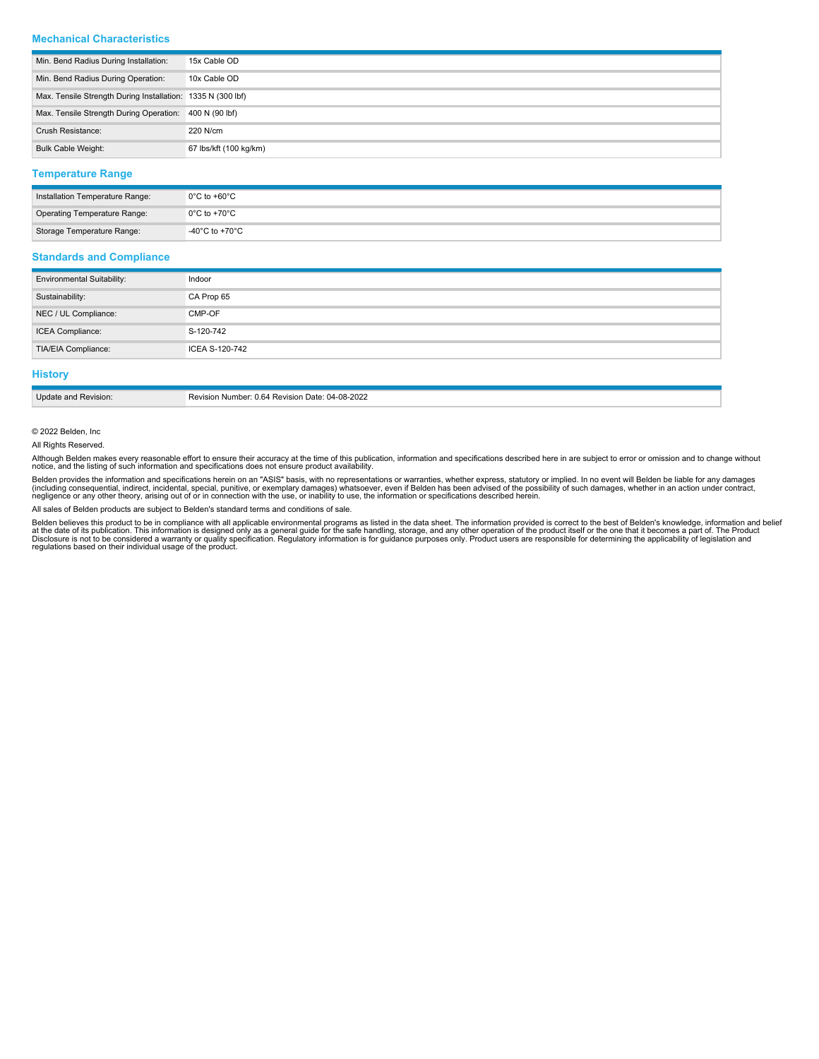## Mechanical Characteristics

| | |
|---|---|
| Min. Bend Radius During Installation: | 15x Cable OD |
| Min. Bend Radius During Operation: | 10x Cable OD |
| Max. Tensile Strength During Installation: | 1335 N (300 lbf) |
| Max. Tensile Strength During Operation: | 400 N (90 lbf) |
| Crush Resistance: | 220 N/cm |
| Bulk Cable Weight: | 67 lbs/kft (100 kg/km) |

## Temperature Range

| | |
|---|---|
| Installation Temperature Range: | 0°C to +60°C |
| Operating Temperature Range: | 0°C to +70°C |
| Storage Temperature Range: | -40°C to +70°C |

## Standards and Compliance

| | |
|---|---|
| Environmental Suitability: | Indoor |
| Sustainability: | CA Prop 65 |
| NEC / UL Compliance: | CMP-OF |
| ICEA Compliance: | S-120-742 |
| TIA/EIA Compliance: | ICEA S-120-742 |

## History

| | |
|---|---|
| Update and Revision: | Revision Number: 0.64 Revision Date: 04-08-2022 |

© 2022 Belden, Inc

All Rights Reserved.

Although Belden makes every reasonable effort to ensure their accuracy at the time of this publication, information and specifications described here in are subject to error or omission and to change without notice, and the listing of such information and specifications does not ensure product availability.

Belden provides the information and specifications herein on an "ASIS" basis, with no representations or warranties, whether express, statutory or implied. In no event will Belden be liable for any damages (including consequential, indirect, incidental, special, punitive, or exemplary damages) whatsoever, even if Belden has been advised of the possibility of such damages, whether in an action under contract, negligence or any other theory, arising out of or in connection with the use, or inability to use, the information or specifications described herein.

All sales of Belden products are subject to Belden's standard terms and conditions of sale.

Belden believes this product to be in compliance with all applicable environmental programs as listed in the data sheet. The information provided is correct to the best of Belden's knowledge, information and belief at the date of its publication. This information is designed only as a general guide for the safe handling, storage, and any other operation of the product itself or the one that it becomes a part of. The Product Disclosure is not to be considered a warranty or quality specification. Regulatory information is for guidance purposes only. Product users are responsible for determining the applicability of legislation and regulations based on their individual usage of the product.